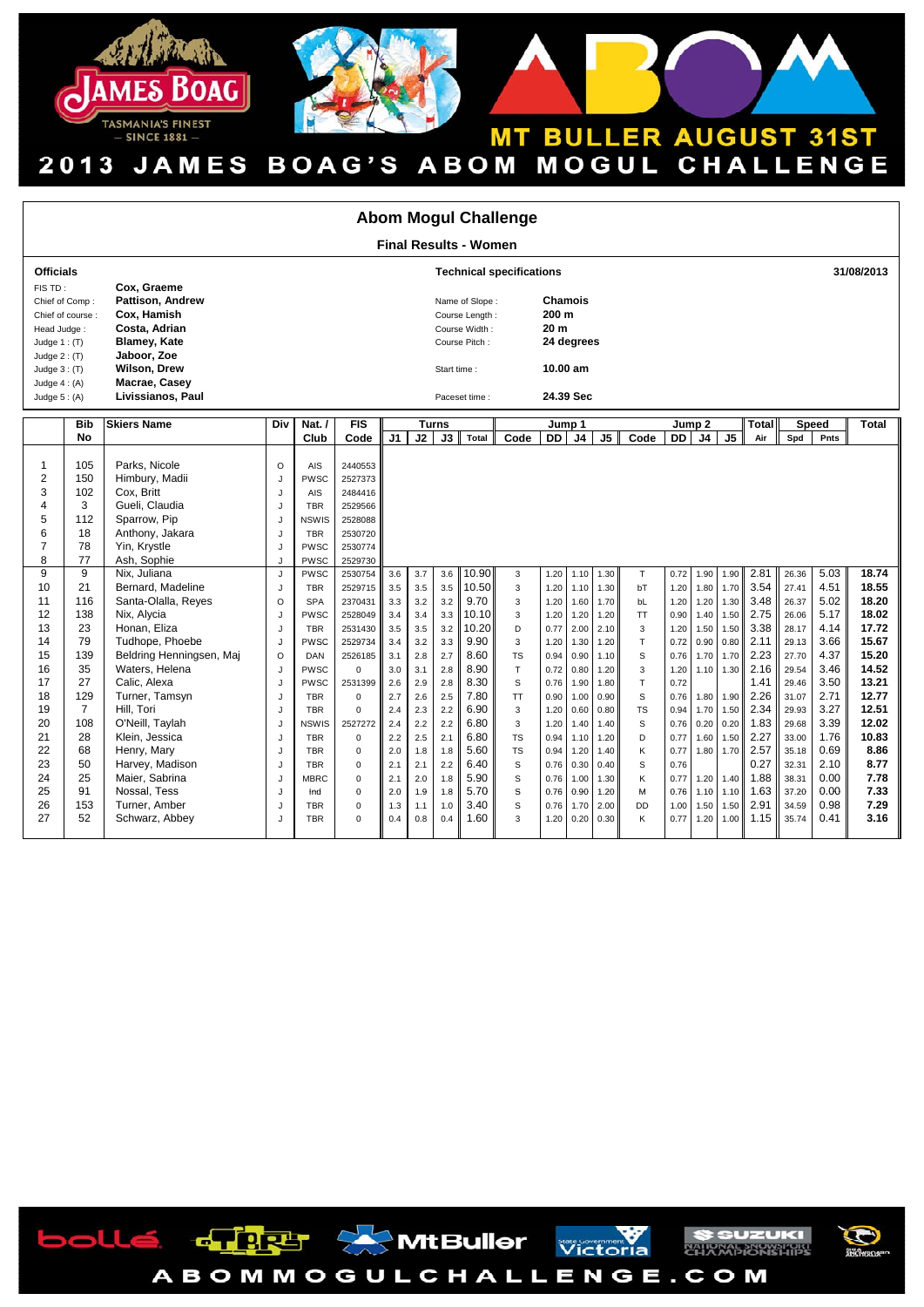# 2013 JAMES BOAG'S ABOM MOGUL CHALLENGE

MT BULLER AUGUST 31ST

## Abom Mogul Challenge

### Final Results - Women

**Officials**

| | |
|---|---|
| FIS TD : | **Cox, Graeme** |
| Chief of Comp : | **Pattison, Andrew** |
| Chief of course : | **Cox, Hamish** |
| Head Judge : | **Costa, Adrian** |
| Judge 1 : (T) | **Blamey, Kate** |
| Judge 2 : (T) | **Jaboor, Zoe** |
| Judge 3 : (T) | **Wilson, Drew** |
| Judge 4 : (A) | **Macrae, Casey** |
| Judge 5 : (A) | **Livissianos, Paul** |

**Technical specifications**

**31/08/2013**

| | |
|---|---|
| Name of Slope : | **Chamois** |
| Course Length : | **200 m** |
| Course Width : | **20 m** |
| Course Pitch : | **24 degrees** |
| Start time : | **10.00 am** |
| Paceset time : | **24.39 Sec** |

| | Bib | Skiers Name | Div | Nat. / | FIS | Turns | | | | Jump 1 | | | | Jump 2 | | | | Total | Speed | | Total |
|---|---|---|---|---|---|---|---|---|---|---|---|---|---|---|---|---|---|---|---|---|---|
| | No | | | Club | Code | J1 | J2 | J3 | Total | Code | DD | J4 | J5 | Code | DD | J4 | J5 | Air | Spd | Pnts | |
| 1 | 105 | Parks, Nicole | O | AIS | 2440553 | | | | | | | | | | | | | | | | |
| 2 | 150 | Himbury, Madii | J | PWSC | 2527373 | | | | | | | | | | | | | | | | |
| 3 | 102 | Cox, Britt | J | AIS | 2484416 | | | | | | | | | | | | | | | | |
| 4 | 3 | Gueli, Claudia | J | TBR | 2529566 | | | | | | | | | | | | | | | | |
| 5 | 112 | Sparrow, Pip | J | NSWIS | 2528088 | | | | | | | | | | | | | | | | |
| 6 | 18 | Anthony, Jakara | J | TBR | 2530720 | | | | | | | | | | | | | | | | |
| 7 | 78 | Yin, Krystle | J | PWSC | 2530774 | | | | | | | | | | | | | | | | |
| 8 | 77 | Ash, Sophie | J | PWSC | 2529730 | | | | | | | | | | | | | | | | |
| 9 | 9 | Nix, Juliana | J | PWSC | 2530754 | 3.6 | 3.7 | 3.6 | 10.90 | 3 | 1.20 | 1.10 | 1.30 | T | 0.72 | 1.90 | 1.90 | 2.81 | 26.36 | 5.03 | 18.74 |
| 10 | 21 | Bernard, Madeline | J | TBR | 2529715 | 3.5 | 3.5 | 3.5 | 10.50 | 3 | 1.20 | 1.10 | 1.30 | bT | 1.20 | 1.80 | 1.70 | 3.54 | 27.41 | 4.51 | 18.55 |
| 11 | 116 | Santa-Olalla, Reyes | O | SPA | 2370431 | 3.3 | 3.2 | 3.2 | 9.70 | 3 | 1.20 | 1.60 | 1.70 | bL | 1.20 | 1.20 | 1.30 | 3.48 | 26.37 | 5.02 | 18.20 |
| 12 | 138 | Nix, Alycia | J | PWSC | 2528049 | 3.4 | 3.4 | 3.3 | 10.10 | 3 | 1.20 | 1.20 | 1.20 | TT | 0.90 | 1.40 | 1.50 | 2.75 | 26.06 | 5.17 | 18.02 |
| 13 | 23 | Honan, Eliza | J | TBR | 2531430 | 3.5 | 3.5 | 3.2 | 10.20 | D | 0.77 | 2.00 | 2.10 | 3 | 1.20 | 1.50 | 1.50 | 3.38 | 28.17 | 4.14 | 17.72 |
| 14 | 79 | Tudhope, Phoebe | J | PWSC | 2529734 | 3.4 | 3.2 | 3.3 | 9.90 | 3 | 1.20 | 1.30 | 1.20 | T | 0.72 | 0.90 | 0.80 | 2.11 | 29.13 | 3.66 | 15.67 |
| 15 | 139 | Beldring Henningsen, Maj | O | DAN | 2526185 | 3.1 | 2.8 | 2.7 | 8.60 | TS | 0.94 | 0.90 | 1.10 | S | 0.76 | 1.70 | 1.70 | 2.23 | 27.70 | 4.37 | 15.20 |
| 16 | 35 | Waters, Helena | J | PWSC | 0 | 3.0 | 3.1 | 2.8 | 8.90 | T | 0.72 | 0.80 | 1.20 | 3 | 1.20 | 1.10 | 1.30 | 2.16 | 29.54 | 3.46 | 14.52 |
| 17 | 27 | Calic, Alexa | J | PWSC | 2531399 | 2.6 | 2.9 | 2.8 | 8.30 | S | 0.76 | 1.90 | 1.80 | T | 0.72 | | | 1.41 | 29.46 | 3.50 | 13.21 |
| 18 | 129 | Turner, Tamsyn | J | TBR | 0 | 2.7 | 2.6 | 2.5 | 7.80 | TT | 0.90 | 1.00 | 0.90 | S | 0.76 | 1.80 | 1.90 | 2.26 | 31.07 | 2.71 | 12.77 |
| 19 | 7 | Hill, Tori | J | TBR | 0 | 2.4 | 2.3 | 2.2 | 6.90 | 3 | 1.20 | 0.60 | 0.80 | TS | 0.94 | 1.70 | 1.50 | 2.34 | 29.93 | 3.27 | 12.51 |
| 20 | 108 | O'Neill, Taylah | J | NSWIS | 2527272 | 2.4 | 2.2 | 2.2 | 6.80 | 3 | 1.20 | 1.40 | 1.40 | S | 0.76 | 0.20 | 0.20 | 1.83 | 29.68 | 3.39 | 12.02 |
| 21 | 28 | Klein, Jessica | J | TBR | 0 | 2.2 | 2.5 | 2.1 | 6.80 | TS | 0.94 | 1.10 | 1.20 | D | 0.77 | 1.60 | 1.50 | 2.27 | 33.00 | 1.76 | 10.83 |
| 22 | 68 | Henry, Mary | J | TBR | 0 | 2.0 | 1.8 | 1.8 | 5.60 | TS | 0.94 | 1.20 | 1.40 | K | 0.77 | 1.80 | 1.70 | 2.57 | 35.18 | 0.69 | 8.86 |
| 23 | 50 | Harvey, Madison | J | TBR | 0 | 2.1 | 2.1 | 2.2 | 6.40 | S | 0.76 | 0.30 | 0.40 | S | 0.76 | | | 0.27 | 32.31 | 2.10 | 8.77 |
| 24 | 25 | Maier, Sabrina | J | MBRC | 0 | 2.1 | 2.0 | 1.8 | 5.90 | S | 0.76 | 1.00 | 1.30 | K | 0.77 | 1.20 | 1.40 | 1.88 | 38.31 | 0.00 | 7.78 |
| 25 | 91 | Nossal, Tess | J | Ind | 0 | 2.0 | 1.9 | 1.8 | 5.70 | S | 0.76 | 0.90 | 1.20 | M | 0.76 | 1.10 | 1.10 | 1.63 | 37.20 | 0.00 | 7.33 |
| 26 | 153 | Turner, Amber | J | TBR | 0 | 1.3 | 1.1 | 1.0 | 3.40 | S | 0.76 | 1.70 | 2.00 | DD | 1.00 | 1.50 | 1.50 | 2.91 | 34.59 | 0.98 | 7.29 |
| 27 | 52 | Schwarz, Abbey | J | TBR | 0 | 0.4 | 0.8 | 0.4 | 1.60 | 3 | 1.20 | 0.20 | 0.30 | K | 0.77 | 1.20 | 1.00 | 1.15 | 35.74 | 0.41 | 3.16 |

ABOMMOGULCHALLENGE.COM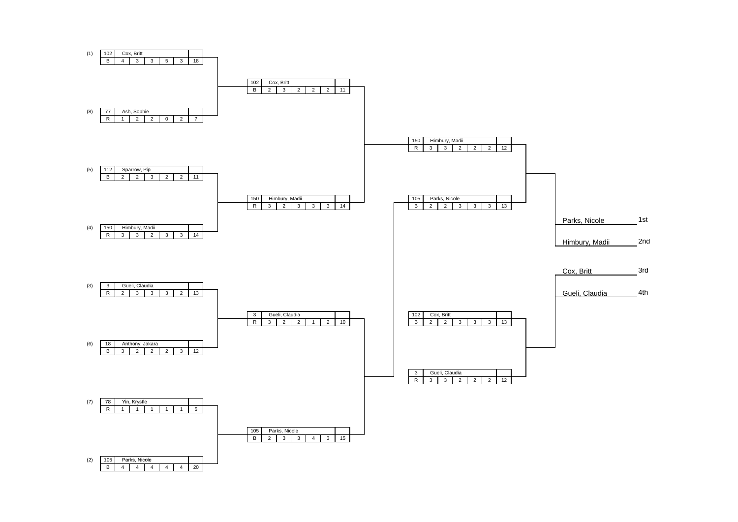## Quarter Finals

| Seed | No. | Name | Color | 1 | 2 | 3 | 4 | 5 | Total |
|---|---|---|---|---|---|---|---|---|---|
| (1) | 102 | Cox, Britt | B | 4 | 3 | 3 | 5 | 3 | 18 |
| (8) | 77 | Ash, Sophie | R | 1 | 2 | 2 | 0 | 2 | 7 |
| (5) | 112 | Sparrow, Pip | B | 2 | 2 | 3 | 2 | 2 | 11 |
| (4) | 150 | Himbury, Madii | R | 3 | 3 | 2 | 3 | 3 | 14 |
| (3) | 3 | Gueli, Claudia | R | 2 | 3 | 3 | 3 | 2 | 13 |
| (6) | 18 | Anthony, Jakara | B | 3 | 2 | 2 | 2 | 3 | 12 |
| (7) | 78 | Yin, Krystle | R | 1 | 1 | 1 | 1 | 1 | 5 |
| (2) | 105 | Parks, Nicole | B | 4 | 4 | 4 | 4 | 4 | 20 |

## Semi Finals

| No. | Name | Color | 1 | 2 | 3 | 4 | 5 | Total |
|---|---|---|---|---|---|---|---|---|
| 102 | Cox, Britt | B | 2 | 3 | 2 | 2 | 2 | 11 |
| 150 | Himbury, Madii | R | 3 | 2 | 3 | 3 | 3 | 14 |
| 3 | Gueli, Claudia | R | 3 | 2 | 2 | 1 | 2 | 10 |
| 105 | Parks, Nicole | B | 2 | 3 | 3 | 4 | 3 | 15 |

## Gold Medal Match

| No. | Name | Color | 1 | 2 | 3 | 4 | 5 | Total |
|---|---|---|---|---|---|---|---|---|
| 150 | Himbury, Madii | R | 3 | 3 | 2 | 2 | 2 | 12 |
| 105 | Parks, Nicole | B | 2 | 2 | 3 | 3 | 3 | 13 |

## Bronze Medal Match

| No. | Name | Color | 1 | 2 | 3 | 4 | 5 | Total |
|---|---|---|---|---|---|---|---|---|
| 102 | Cox, Britt | B | 2 | 2 | 3 | 3 | 3 | 13 |
| 3 | Gueli, Claudia | R | 3 | 3 | 2 | 2 | 2 | 12 |

## Final Placings

| Name | Place |
|---|---|
| Parks, Nicole | 1st |
| Himbury, Madii | 2nd |
| Cox, Britt | 3rd |
| Gueli, Claudia | 4th |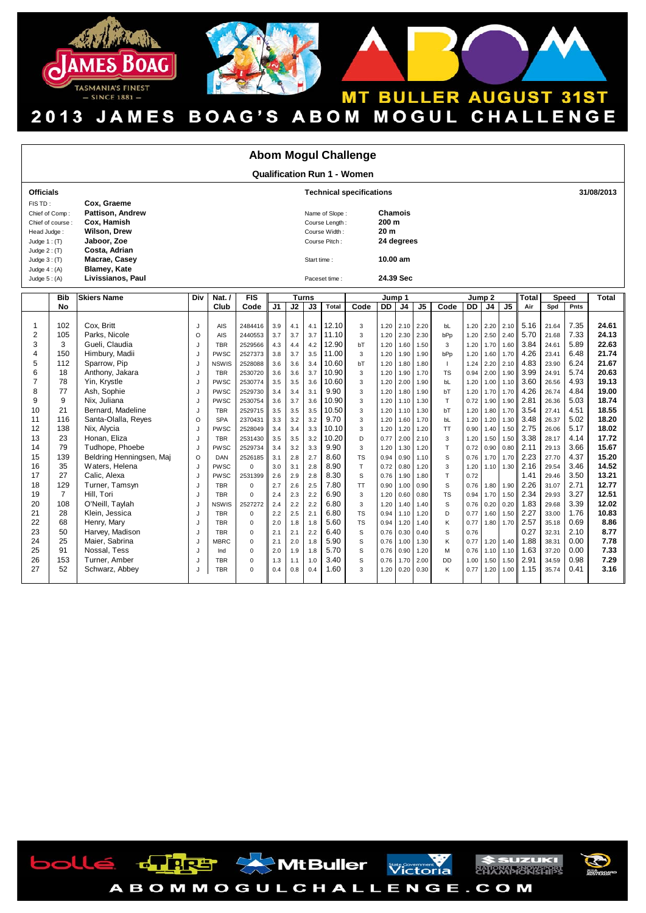# 2013 JAMES BOAG'S ABOM MOGUL CHALLENGE

MT BULLER AUGUST 31ST

## Abom Mogul Challenge

### Qualification Run 1 - Women

**Officials**

| | |
|---|---|
| FIS TD : | **Cox, Graeme** |
| Chief of Comp : | **Pattison, Andrew** |
| Chief of course : | **Cox, Hamish** |
| Head Judge : | **Wilson, Drew** |
| Judge 1 : (T) | **Jaboor, Zoe** |
| Judge 2 : (T) | **Costa, Adrian** |
| Judge 3 : (T) | **Macrae, Casey** |
| Judge 4 : (A) | **Blamey, Kate** |
| Judge 5 : (A) | **Livissianos, Paul** |

**Technical specifications** — **31/08/2013**

| | |
|---|---|
| Name of Slope : | **Chamois** |
| Course Length : | **200 m** |
| Course Width : | **20 m** |
| Course Pitch : | **24 degrees** |
| Start time : | **10.00 am** |
| Paceset time : | **24.39 Sec** |

| | Bib | Skiers Name | Div | Nat. / | FIS | Turns | | | | Jump 1 | | | | Jump 2 | | | | Total | Speed | | Total |
|---|---|---|---|---|---|---|---|---|---|---|---|---|---|---|---|---|---|---|---|---|---|
| | No | | | Club | Code | J1 | J2 | J3 | Total | Code | DD | J4 | J5 | Code | DD | J4 | J5 | Air | Spd | Pnts | |
| 1 | 102 | Cox, Britt | J | AIS | 2484416 | 3.9 | 4.1 | 4.1 | 12.10 | 3 | 1.20 | 2.10 | 2.20 | bL | 1.20 | 2.20 | 2.10 | 5.16 | 21.64 | 7.35 | **24.61** |
| 2 | 105 | Parks, Nicole | O | AIS | 2440553 | 3.7 | 3.7 | 3.7 | 11.10 | 3 | 1.20 | 2.30 | 2.30 | bPp | 1.20 | 2.50 | 2.40 | 5.70 | 21.68 | 7.33 | **24.13** |
| 3 | 3 | Gueli, Claudia | J | TBR | 2529566 | 4.3 | 4.4 | 4.2 | 12.90 | bT | 1.20 | 1.60 | 1.50 | 3 | 1.20 | 1.70 | 1.60 | 3.84 | 24.61 | 5.89 | **22.63** |
| 4 | 150 | Himbury, Madii | J | PWSC | 2527373 | 3.8 | 3.7 | 3.5 | 11.00 | 3 | 1.20 | 1.90 | 1.90 | bPp | 1.20 | 1.60 | 1.70 | 4.26 | 23.41 | 6.48 | **21.74** |
| 5 | 112 | Sparrow, Pip | J | NSWIS | 2528088 | 3.6 | 3.6 | 3.4 | 10.60 | bT | 1.20 | 1.80 | 1.80 | I | 1.24 | 2.20 | 2.10 | 4.83 | 23.90 | 6.24 | **21.67** |
| 6 | 18 | Anthony, Jakara | J | TBR | 2530720 | 3.6 | 3.6 | 3.7 | 10.90 | 3 | 1.20 | 1.90 | 1.70 | TS | 0.94 | 2.00 | 1.90 | 3.99 | 24.91 | 5.74 | **20.63** |
| 7 | 78 | Yin, Krystle | J | PWSC | 2530774 | 3.5 | 3.5 | 3.6 | 10.60 | 3 | 1.20 | 2.00 | 1.90 | bL | 1.20 | 1.00 | 1.10 | 3.60 | 26.56 | 4.93 | **19.13** |
| 8 | 77 | Ash, Sophie | J | PWSC | 2529730 | 3.4 | 3.4 | 3.1 | 9.90 | 3 | 1.20 | 1.80 | 1.90 | bT | 1.20 | 1.70 | 1.70 | 4.26 | 26.74 | 4.84 | **19.00** |
| 9 | 9 | Nix, Juliana | J | PWSC | 2530754 | 3.6 | 3.7 | 3.6 | 10.90 | 3 | 1.20 | 1.10 | 1.30 | T | 0.72 | 1.90 | 1.90 | 2.81 | 26.36 | 5.03 | **18.74** |
| 10 | 21 | Bernard, Madeline | J | TBR | 2529715 | 3.5 | 3.5 | 3.5 | 10.50 | 3 | 1.20 | 1.10 | 1.30 | bT | 1.20 | 1.80 | 1.70 | 3.54 | 27.41 | 4.51 | **18.55** |
| 11 | 116 | Santa-Olalla, Reyes | O | SPA | 2370431 | 3.3 | 3.2 | 3.2 | 9.70 | 3 | 1.20 | 1.60 | 1.70 | bL | 1.20 | 1.20 | 1.30 | 3.48 | 26.37 | 5.02 | **18.20** |
| 12 | 138 | Nix, Alycia | J | PWSC | 2528049 | 3.4 | 3.4 | 3.3 | 10.10 | 3 | 1.20 | 1.20 | 1.20 | TT | 0.90 | 1.40 | 1.50 | 2.75 | 26.06 | 5.17 | **18.02** |
| 13 | 23 | Honan, Eliza | J | TBR | 2531430 | 3.5 | 3.5 | 3.2 | 10.20 | D | 0.77 | 2.00 | 2.10 | 3 | 1.20 | 1.50 | 1.50 | 3.38 | 28.17 | 4.14 | **17.72** |
| 14 | 79 | Tudhope, Phoebe | J | PWSC | 2529734 | 3.4 | 3.2 | 3.3 | 9.90 | 3 | 1.20 | 1.30 | 1.20 | T | 0.72 | 0.90 | 0.80 | 2.11 | 29.13 | 3.66 | **15.67** |
| 15 | 139 | Beldring Henningsen, Maj | O | DAN | 2526185 | 3.1 | 2.8 | 2.7 | 8.60 | TS | 0.94 | 0.90 | 1.10 | S | 0.76 | 1.70 | 1.70 | 2.23 | 27.70 | 4.37 | **15.20** |
| 16 | 35 | Waters, Helena | J | PWSC | 0 | 3.0 | 3.1 | 2.8 | 8.90 | T | 0.72 | 0.80 | 1.20 | 3 | 1.20 | 1.10 | 1.30 | 2.16 | 29.54 | 3.46 | **14.52** |
| 17 | 27 | Calic, Alexa | J | PWSC | 2531399 | 2.6 | 2.9 | 2.8 | 8.30 | S | 0.76 | 1.90 | 1.80 | T | 0.72 | | | 1.41 | 29.46 | 3.50 | **13.21** |
| 18 | 129 | Turner, Tamsyn | J | TBR | 0 | 2.7 | 2.6 | 2.5 | 7.80 | TT | 0.90 | 1.00 | 0.90 | S | 0.76 | 1.80 | 1.90 | 2.26 | 31.07 | 2.71 | **12.77** |
| 19 | 7 | Hill, Tori | J | TBR | 0 | 2.4 | 2.3 | 2.2 | 6.90 | 3 | 1.20 | 0.60 | 0.80 | TS | 0.94 | 1.70 | 1.50 | 2.34 | 29.93 | 3.27 | **12.51** |
| 20 | 108 | O'Neill, Taylah | J | NSWIS | 2527272 | 2.4 | 2.2 | 2.2 | 6.80 | 3 | 1.20 | 1.40 | 1.40 | S | 0.76 | 0.20 | 0.20 | 1.83 | 29.68 | 3.39 | **12.02** |
| 21 | 28 | Klein, Jessica | J | TBR | 0 | 2.2 | 2.5 | 2.1 | 6.80 | TS | 0.94 | 1.10 | 1.20 | D | 0.77 | 1.60 | 1.50 | 2.27 | 33.00 | 1.76 | **10.83** |
| 22 | 68 | Henry, Mary | J | TBR | 0 | 2.0 | 1.8 | 1.8 | 5.60 | TS | 0.94 | 1.20 | 1.40 | K | 0.77 | 1.80 | 1.70 | 2.57 | 35.18 | 0.69 | **8.86** |
| 23 | 50 | Harvey, Madison | J | TBR | 0 | 2.1 | 2.1 | 2.2 | 6.40 | S | 0.76 | 0.30 | 0.40 | S | 0.76 | | | 0.27 | 32.31 | 2.10 | **8.77** |
| 24 | 25 | Maier, Sabrina | J | MBRC | 0 | 2.1 | 2.0 | 1.8 | 5.90 | S | 0.76 | 1.00 | 1.30 | K | 0.77 | 1.20 | 1.40 | 1.88 | 38.31 | 0.00 | **7.78** |
| 25 | 91 | Nossal, Tess | J | Ind | 0 | 2.0 | 1.9 | 1.8 | 5.70 | S | 0.76 | 0.90 | 1.20 | M | 0.76 | 1.10 | 1.10 | 1.63 | 37.20 | 0.00 | **7.33** |
| 26 | 153 | Turner, Amber | J | TBR | 0 | 1.3 | 1.1 | 1.0 | 3.40 | S | 0.76 | 1.70 | 2.00 | DD | 1.00 | 1.50 | 1.50 | 2.91 | 34.59 | 0.98 | **7.29** |
| 27 | 52 | Schwarz, Abbey | J | TBR | 0 | 0.4 | 0.8 | 0.4 | 1.60 | 3 | 1.20 | 0.20 | 0.30 | K | 0.77 | 1.20 | 1.00 | 1.15 | 35.74 | 0.41 | **3.16** |

ABOMMOGULCHALLENGE.COM